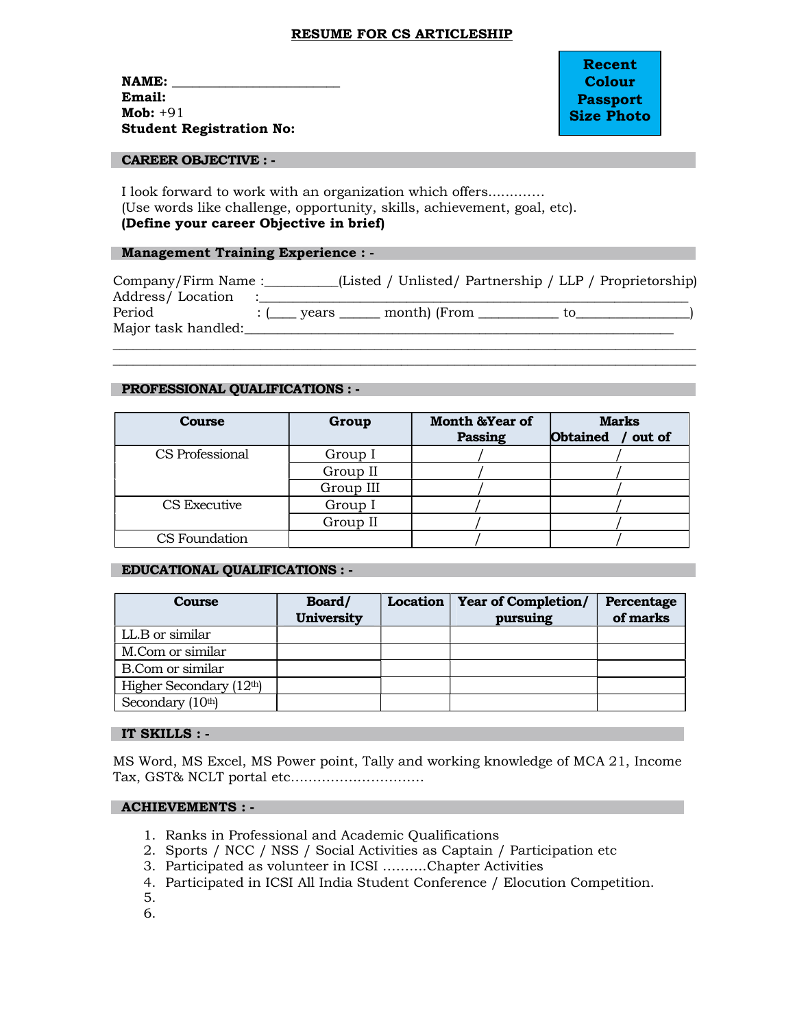# RESUME FOR CS ARTICLESHIP

**Recent Colour Passport Size Photo**

**NAME:** ________________________
**Email:**
**Mob:** +91
**Student Registration No:**

## CAREER OBJECTIVE : -

I look forward to work with an organization which offers.............
(Use words like challenge, opportunity, skills, achievement, goal, etc).
**(Define your career Objective in brief)**

## Management Training Experience : -

Company/Firm Name :__________(Listed / Unlisted/ Partnership / LLP / Proprietorship)
Address/ Location :_____________________________________________________________
Period : (____ years ______ month) (From ___________ to________________)
Major task handled:_______________________________________________________________
_____________________________________________________________________________
_____________________________________________________________________________

## PROFESSIONAL QUALIFICATIONS : -

| Course | Group | Month &Year of Passing | Marks Obtained / out of |
|---|---|---|---|
| CS Professional | Group I | / | / |
| | Group II | / | / |
| | Group III | / | / |
| CS Executive | Group I | / | / |
| | Group II | / | / |
| CS Foundation | | / | / |

## EDUCATIONAL QUALIFICATIONS : -

| Course | Board/ University | Location | Year of Completion/ pursuing | Percentage of marks |
|---|---|---|---|---|
| LL.B or similar | | | | |
| M.Com or similar | | | | |
| B.Com or similar | | | | |
| Higher Secondary (12th) | | | | |
| Secondary (10th) | | | | |

## IT SKILLS : -

MS Word, MS Excel, MS Power point, Tally and working knowledge of MCA 21, Income Tax, GST& NCLT portal etc..............................

## ACHIEVEMENTS : -

1. Ranks in Professional and Academic Qualifications
2. Sports / NCC / NSS / Social Activities as Captain / Participation etc
3. Participated as volunteer in ICSI ..........Chapter Activities
4. Participated in ICSI All India Student Conference / Elocution Competition.
5. 
6.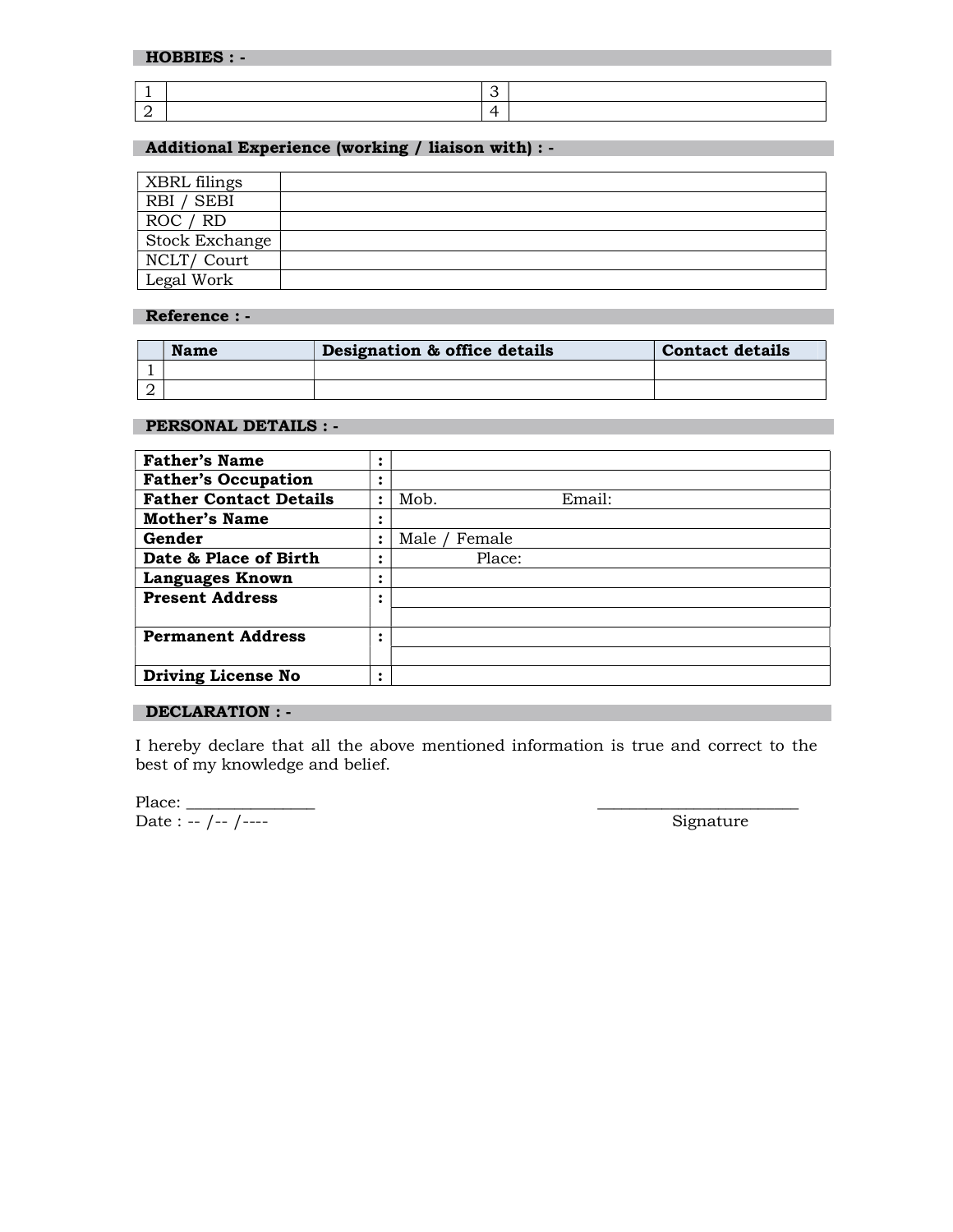## HOBBIES : -

| | | | |
|---|---|---|---|
| 1 | | 3 | |
| 2 | | 4 | |

## Additional Experience (working / liaison with) : -

| | |
|---|---|
| XBRL filings | |
| RBI / SEBI | |
| ROC / RD | |
| Stock Exchange | |
| NCLT/ Court | |
| Legal Work | |

## Reference : -

| | Name | Designation & office details | Contact details |
|---|---|---|---|
| 1 | | | |
| 2 | | | |

## PERSONAL DETAILS : -

| | | |
|---|---|---|
| **Father's Name** | : | |
| **Father's Occupation** | : | |
| **Father Contact Details** | : | Mob. Email: |
| **Mother's Name** | : | |
| **Gender** | : | Male / Female |
| **Date & Place of Birth** | : | Place: |
| **Languages Known** | : | |
| **Present Address** | : | |
| | | |
| **Permanent Address** | : | |
| | | |
| **Driving License No** | : | |

## DECLARATION : -

I hereby declare that all the above mentioned information is true and correct to the best of my knowledge and belief.

Place: _______________ ________________________

Date : -- /-- /---- Signature